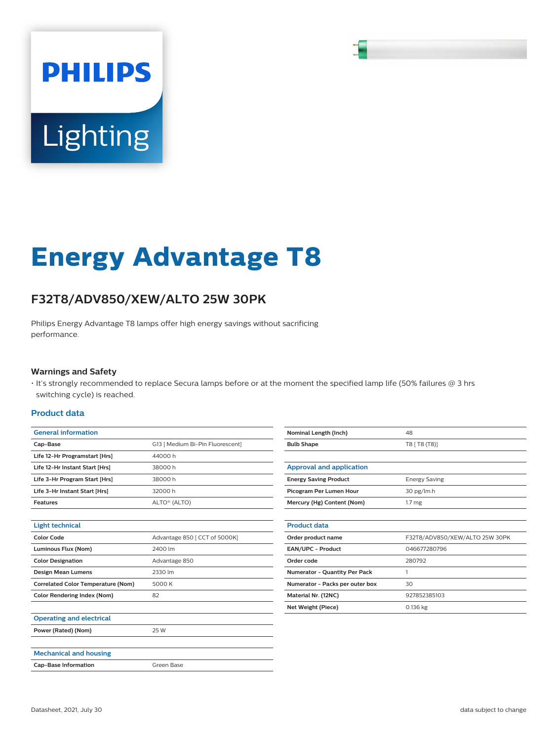# Energy Advantage T8

## F32T8/ADV850/XEW/ALTO 25W 30PK

Philips Energy Advantage T8 lamps offer high energy savings without sacrificing performance.

### Warnings and Safety

- It's strongly recommended to replace Secura lamps before or at the moment the specified lamp life (50% failures @ 3 hrs switching cycle) is reached.

### Product data

| General information | |
|---|---|
| Cap-Base | G13 [ Medium Bi-Pin Fluorescent] |
| Life 12-Hr Programstart [Hrs] | 44000 h |
| Life 12-Hr Instant Start [Hrs] | 38000 h |
| Life 3-Hr Program Start [Hrs] | 38000 h |
| Life 3-Hr Instant Start [Hrs] | 32000 h |
| Features | ALTO® (ALTO) |

| Light technical | |
|---|---|
| Color Code | Advantage 850 [ CCT of 5000K] |
| Luminous Flux (Nom) | 2400 lm |
| Color Designation | Advantage 850 |
| Design Mean Lumens | 2330 lm |
| Correlated Color Temperature (Nom) | 5000 K |
| Color Rendering Index (Nom) | 82 |

| Operating and electrical | |
|---|---|
| Power (Rated) (Nom) | 25 W |

| Mechanical and housing | |
|---|---|
| Cap-Base Information | Green Base |
| Nominal Length (Inch) | 48 |
| Bulb Shape | T8 [ T8 (T8)] |

| Approval and application | |
|---|---|
| Energy Saving Product | Energy Saving |
| Picogram Per Lumen Hour | 30 pg/lm.h |
| Mercury (Hg) Content (Nom) | 1.7 mg |

| Product data | |
|---|---|
| Order product name | F32T8/ADV850/XEW/ALTO 25W 30PK |
| EAN/UPC - Product | 046677280796 |
| Order code | 280792 |
| Numerator - Quantity Per Pack | 1 |
| Numerator - Packs per outer box | 30 |
| Material Nr. (12NC) | 927852385103 |
| Net Weight (Piece) | 0.136 kg |

Datasheet, 2021, July 30

data subject to change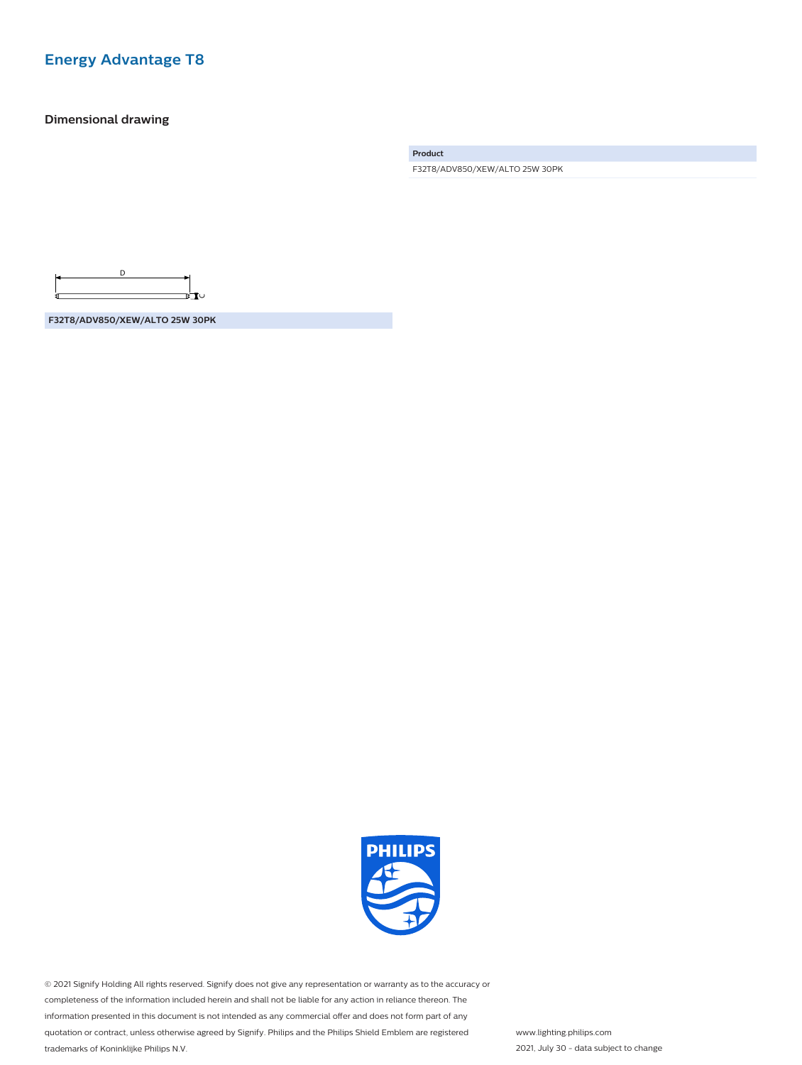## Dimensional drawing

| Product |
| --- |
| F32T8/ADV850/XEW/ALTO 25W 30PK |

D

C

**F32T8/ADV850/XEW/ALTO 25W 30PK**

© 2021 Signify Holding All rights reserved. Signify does not give any representation or warranty as to the accuracy or completeness of the information included herein and shall not be liable for any action in reliance thereon. The information presented in this document is not intended as any commercial offer and does not form part of any quotation or contract, unless otherwise agreed by Signify. Philips and the Philips Shield Emblem are registered trademarks of Koninklijke Philips N.V.

www.lighting.philips.com

2021, July 30 - data subject to change